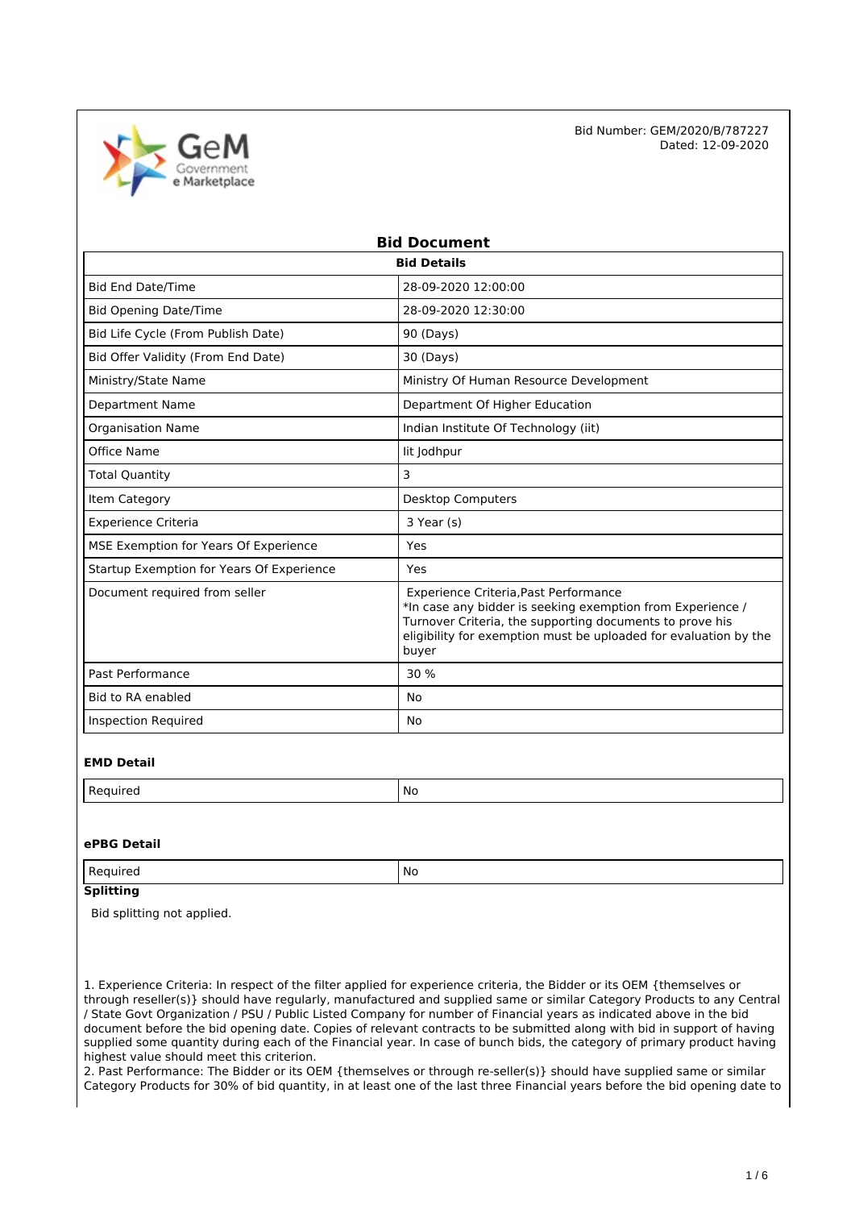Bid Number: GEM/2020/B/787227
Dated: 12-09-2020

# Bid Document

| Bid Details | |
|---|---|
| Bid End Date/Time | 28-09-2020 12:00:00 |
| Bid Opening Date/Time | 28-09-2020 12:30:00 |
| Bid Life Cycle (From Publish Date) | 90 (Days) |
| Bid Offer Validity (From End Date) | 30 (Days) |
| Ministry/State Name | Ministry Of Human Resource Development |
| Department Name | Department Of Higher Education |
| Organisation Name | Indian Institute Of Technology (iit) |
| Office Name | Iit Jodhpur |
| Total Quantity | 3 |
| Item Category | Desktop Computers |
| Experience Criteria | 3 Year (s) |
| MSE Exemption for Years Of Experience | Yes |
| Startup Exemption for Years Of Experience | Yes |
| Document required from seller | Experience Criteria,Past Performance<br>*In case any bidder is seeking exemption from Experience / Turnover Criteria, the supporting documents to prove his eligibility for exemption must be uploaded for evaluation by the buyer |
| Past Performance | 30 % |
| Bid to RA enabled | No |
| Inspection Required | No |

### EMD Detail

| Required | No |
|---|---|

### ePBG Detail

| Required | No |
|---|---|

### Splitting

Bid splitting not applied.

1. Experience Criteria: In respect of the filter applied for experience criteria, the Bidder or its OEM {themselves or through reseller(s)} should have regularly, manufactured and supplied same or similar Category Products to any Central / State Govt Organization / PSU / Public Listed Company for number of Financial years as indicated above in the bid document before the bid opening date. Copies of relevant contracts to be submitted along with bid in support of having supplied some quantity during each of the Financial year. In case of bunch bids, the category of primary product having highest value should meet this criterion.
2. Past Performance: The Bidder or its OEM {themselves or through re-seller(s)} should have supplied same or similar Category Products for 30% of bid quantity, in at least one of the last three Financial years before the bid opening date to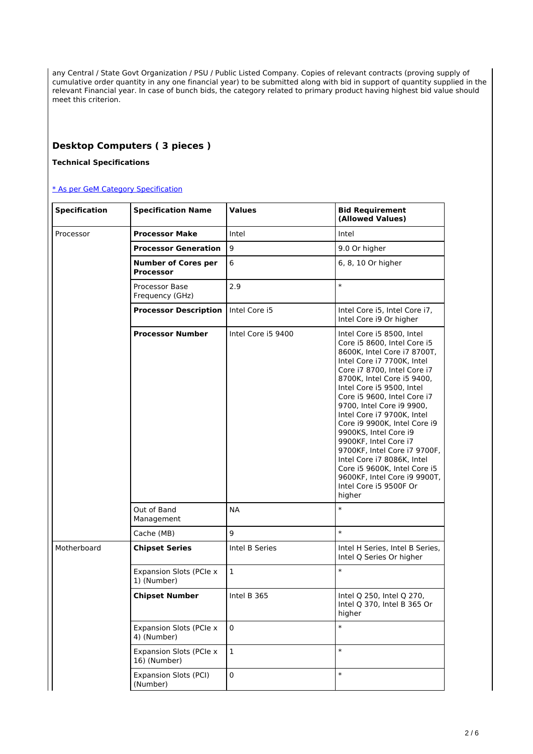any Central / State Govt Organization / PSU / Public Listed Company. Copies of relevant contracts (proving supply of cumulative order quantity in any one financial year) to be submitted along with bid in support of quantity supplied in the relevant Financial year. In case of bunch bids, the category related to primary product having highest bid value should meet this criterion.

## Desktop Computers ( 3 pieces )

**Technical Specifications**

[* As per GeM Category Specification]

| Specification | Specification Name | Values | Bid Requirement (Allowed Values) |
|---|---|---|---|
| Processor | **Processor Make** | Intel | Intel |
| | **Processor Generation** | 9 | 9.0 Or higher |
| | **Number of Cores per Processor** | 6 | 6, 8, 10 Or higher |
| | Processor Base Frequency (GHz) | 2.9 | * |
| | **Processor Description** | Intel Core i5 | Intel Core i5, Intel Core i7, Intel Core i9 Or higher |
| | **Processor Number** | Intel Core i5 9400 | Intel Core i5 8500, Intel Core i5 8600, Intel Core i5 8600K, Intel Core i7 8700T, Intel Core i7 7700K, Intel Core i7 8700, Intel Core i7 8700K, Intel Core i5 9400, Intel Core i5 9500, Intel Core i5 9600, Intel Core i7 9700, Intel Core i9 9900, Intel Core i7 9700K, Intel Core i9 9900K, Intel Core i9 9900KS, Intel Core i9 9900KF, Intel Core i7 9700KF, Intel Core i7 9700F, Intel Core i7 8086K, Intel Core i5 9600K, Intel Core i5 9600KF, Intel Core i9 9900T, Intel Core i5 9500F Or higher |
| | Out of Band Management | NA | * |
| | Cache (MB) | 9 | * |
| Motherboard | **Chipset Series** | Intel B Series | Intel H Series, Intel B Series, Intel Q Series Or higher |
| | Expansion Slots (PCIe x 1) (Number) | 1 | * |
| | **Chipset Number** | Intel B 365 | Intel Q 250, Intel Q 270, Intel Q 370, Intel B 365 Or higher |
| | Expansion Slots (PCIe x 4) (Number) | 0 | * |
| | Expansion Slots (PCIe x 16) (Number) | 1 | * |
| | Expansion Slots (PCI) (Number) | 0 | * |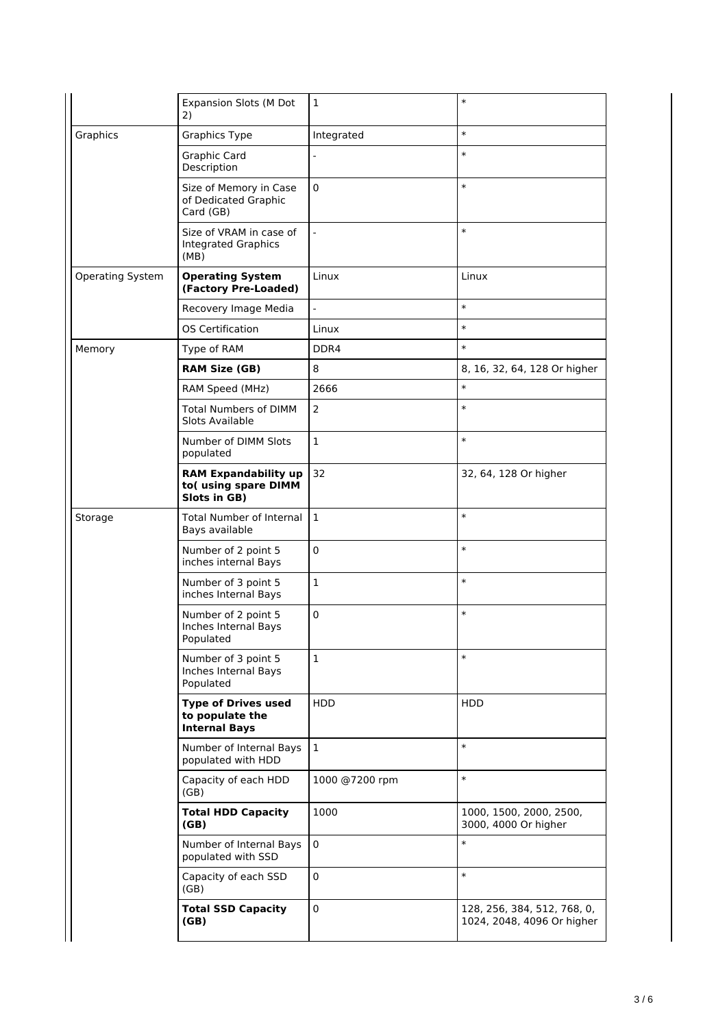| | | | |
|---|---|---|---|
| | Expansion Slots (M Dot 2) | 1 | * |
| Graphics | Graphics Type | Integrated | * |
| | Graphic Card Description | - | * |
| | Size of Memory in Case of Dedicated Graphic Card (GB) | 0 | * |
| | Size of VRAM in case of Integrated Graphics (MB) | - | * |
| Operating System | **Operating System (Factory Pre-Loaded)** | Linux | Linux |
| | Recovery Image Media | - | * |
| | OS Certification | Linux | * |
| Memory | Type of RAM | DDR4 | * |
| | **RAM Size (GB)** | 8 | 8, 16, 32, 64, 128 Or higher |
| | RAM Speed (MHz) | 2666 | * |
| | Total Numbers of DIMM Slots Available | 2 | * |
| | Number of DIMM Slots populated | 1 | * |
| | **RAM Expandability up to( using spare DIMM Slots in GB)** | 32 | 32, 64, 128 Or higher |
| Storage | Total Number of Internal Bays available | 1 | * |
| | Number of 2 point 5 inches internal Bays | 0 | * |
| | Number of 3 point 5 inches Internal Bays | 1 | * |
| | Number of 2 point 5 Inches Internal Bays Populated | 0 | * |
| | Number of 3 point 5 Inches Internal Bays Populated | 1 | * |
| | **Type of Drives used to populate the Internal Bays** | HDD | HDD |
| | Number of Internal Bays populated with HDD | 1 | * |
| | Capacity of each HDD (GB) | 1000 @7200 rpm | * |
| | **Total HDD Capacity (GB)** | 1000 | 1000, 1500, 2000, 2500, 3000, 4000 Or higher |
| | Number of Internal Bays populated with SSD | 0 | * |
| | Capacity of each SSD (GB) | 0 | * |
| | **Total SSD Capacity (GB)** | 0 | 128, 256, 384, 512, 768, 0, 1024, 2048, 4096 Or higher |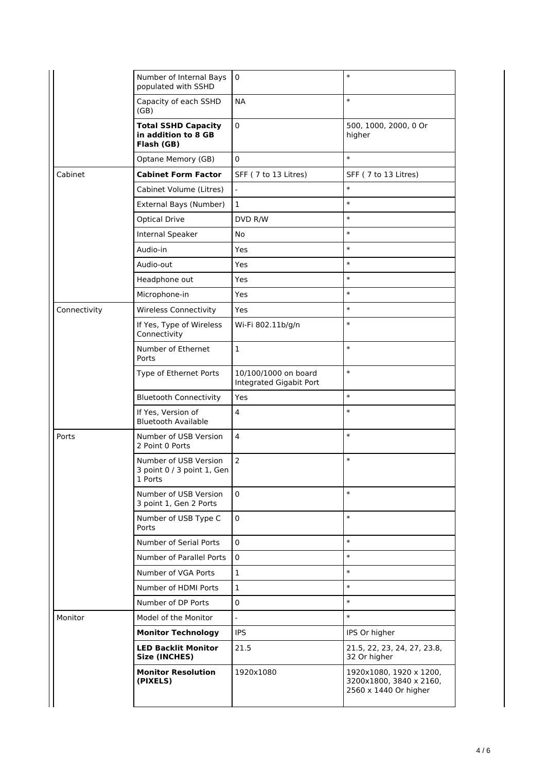| | | | |
|---|---|---|---|
| | Number of Internal Bays populated with SSHD | 0 | * |
| | Capacity of each SSHD (GB) | NA | * |
| | **Total SSHD Capacity in addition to 8 GB Flash (GB)** | 0 | 500, 1000, 2000, 0 Or higher |
| | Optane Memory (GB) | 0 | * |
| Cabinet | **Cabinet Form Factor** | SFF ( 7 to 13 Litres) | SFF ( 7 to 13 Litres) |
| | Cabinet Volume (Litres) | - | * |
| | External Bays (Number) | 1 | * |
| | Optical Drive | DVD R/W | * |
| | Internal Speaker | No | * |
| | Audio-in | Yes | * |
| | Audio-out | Yes | * |
| | Headphone out | Yes | * |
| | Microphone-in | Yes | * |
| Connectivity | Wireless Connectivity | Yes | * |
| | If Yes, Type of Wireless Connectivity | Wi-Fi 802.11b/g/n | * |
| | Number of Ethernet Ports | 1 | * |
| | Type of Ethernet Ports | 10/100/1000 on board Integrated Gigabit Port | * |
| | Bluetooth Connectivity | Yes | * |
| | If Yes, Version of Bluetooth Available | 4 | * |
| Ports | Number of USB Version 2 Point 0 Ports | 4 | * |
| | Number of USB Version 3 point 0 / 3 point 1, Gen 1 Ports | 2 | * |
| | Number of USB Version 3 point 1, Gen 2 Ports | 0 | * |
| | Number of USB Type C Ports | 0 | * |
| | Number of Serial Ports | 0 | * |
| | Number of Parallel Ports | 0 | * |
| | Number of VGA Ports | 1 | * |
| | Number of HDMI Ports | 1 | * |
| | Number of DP Ports | 0 | * |
| Monitor | Model of the Monitor | - | * |
| | **Monitor Technology** | IPS | IPS Or higher |
| | **LED Backlit Monitor Size (INCHES)** | 21.5 | 21.5, 22, 23, 24, 27, 23.8, 32 Or higher |
| | **Monitor Resolution (PIXELS)** | 1920x1080 | 1920x1080, 1920 x 1200, 3200x1800, 3840 x 2160, 2560 x 1440 Or higher |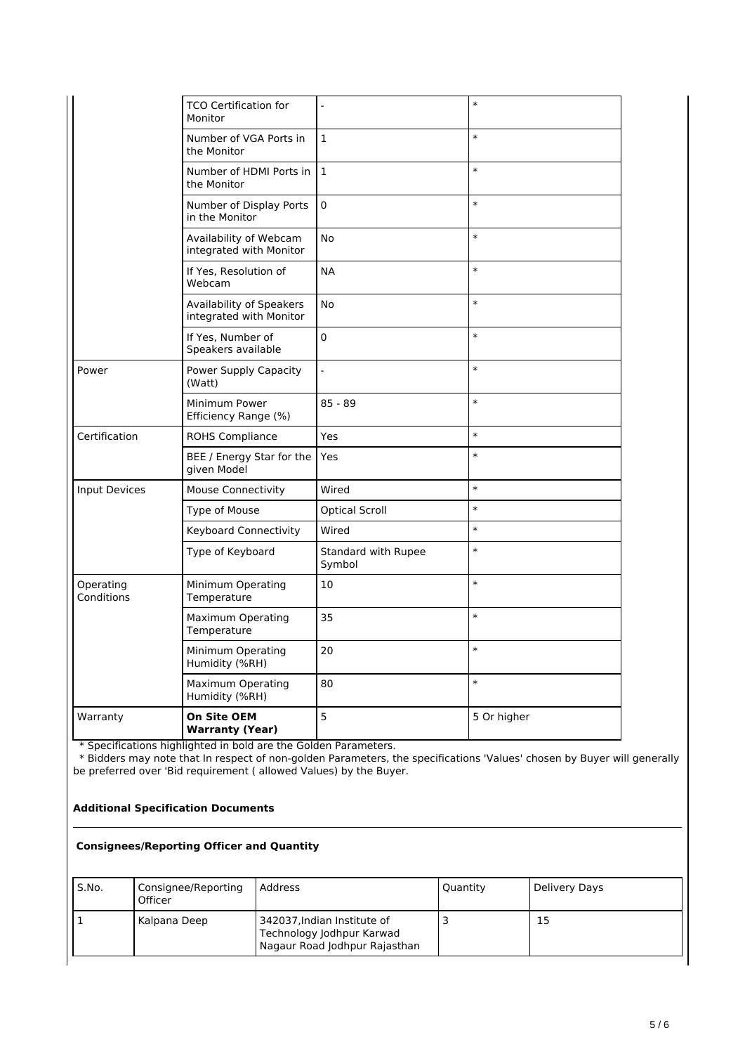| | | | |
|---|---|---|---|
| | TCO Certification for Monitor | - | * |
| | Number of VGA Ports in the Monitor | 1 | * |
| | Number of HDMI Ports in the Monitor | 1 | * |
| | Number of Display Ports in the Monitor | 0 | * |
| | Availability of Webcam integrated with Monitor | No | * |
| | If Yes, Resolution of Webcam | NA | * |
| | Availability of Speakers integrated with Monitor | No | * |
| | If Yes, Number of Speakers available | 0 | * |
| Power | Power Supply Capacity (Watt) | - | * |
| | Minimum Power Efficiency Range (%) | 85 - 89 | * |
| Certification | ROHS Compliance | Yes | * |
| | BEE / Energy Star for the given Model | Yes | * |
| Input Devices | Mouse Connectivity | Wired | * |
| | Type of Mouse | Optical Scroll | * |
| | Keyboard Connectivity | Wired | * |
| | Type of Keyboard | Standard with Rupee Symbol | * |
| Operating Conditions | Minimum Operating Temperature | 10 | * |
| | Maximum Operating Temperature | 35 | * |
| | Minimum Operating Humidity (%RH) | 20 | * |
| | Maximum Operating Humidity (%RH) | 80 | * |
| Warranty | **On Site OEM Warranty (Year)** | 5 | 5 Or higher |

* Specifications highlighted in bold are the Golden Parameters.
* Bidders may note that In respect of non-golden Parameters, the specifications 'Values' chosen by Buyer will generally be preferred over 'Bid requirement ( allowed Values) by the Buyer.

**Additional Specification Documents**

**Consignees/Reporting Officer and Quantity**

| S.No. | Consignee/Reporting Officer | Address | Quantity | Delivery Days |
|---|---|---|---|---|
| 1 | Kalpana Deep | 342037,Indian Institute of Technology Jodhpur Karwad Nagaur Road Jodhpur Rajasthan | 3 | 15 |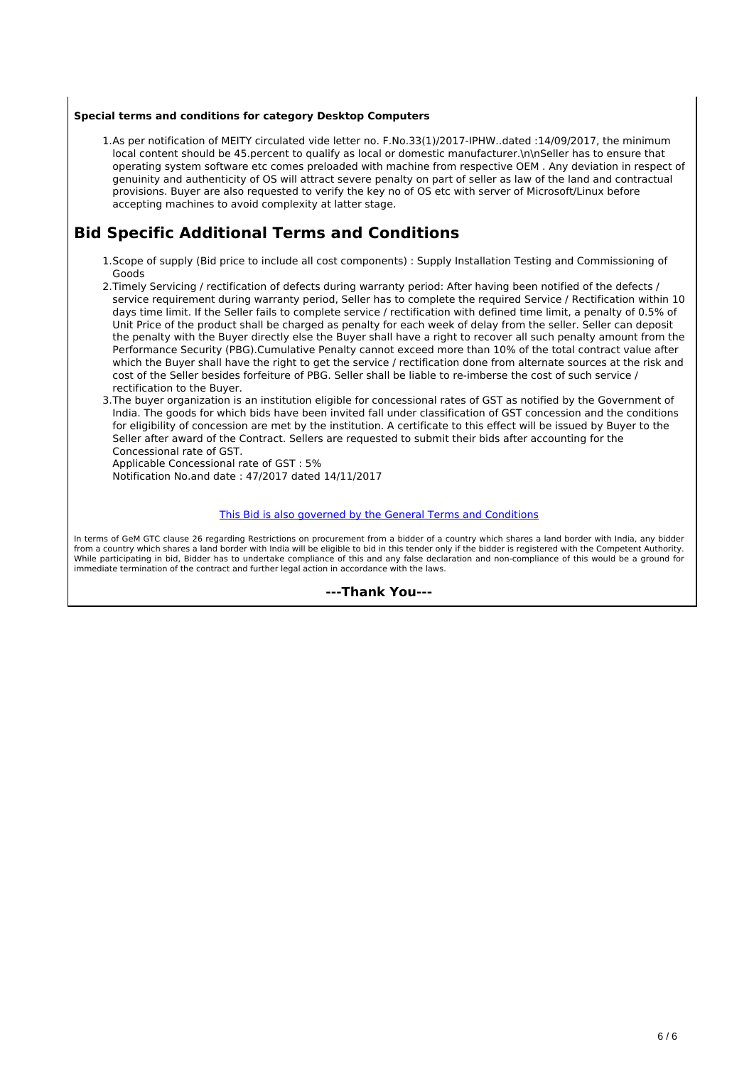**Special terms and conditions for category Desktop Computers**

1. As per notification of MEITY circulated vide letter no. F.No.33(1)/2017-IPHW..dated :14/09/2017, the minimum local content should be 45.percent to qualify as local or domestic manufacturer.\n\nSeller has to ensure that operating system software etc comes preloaded with machine from respective OEM . Any deviation in respect of genuinity and authenticity of OS will attract severe penalty on part of seller as law of the land and contractual provisions. Buyer are also requested to verify the key no of OS etc with server of Microsoft/Linux before accepting machines to avoid complexity at latter stage.

## Bid Specific Additional Terms and Conditions

1. Scope of supply (Bid price to include all cost components) : Supply Installation Testing and Commissioning of Goods
2. Timely Servicing / rectification of defects during warranty period: After having been notified of the defects / service requirement during warranty period, Seller has to complete the required Service / Rectification within 10 days time limit. If the Seller fails to complete service / rectification with defined time limit, a penalty of 0.5% of Unit Price of the product shall be charged as penalty for each week of delay from the seller. Seller can deposit the penalty with the Buyer directly else the Buyer shall have a right to recover all such penalty amount from the Performance Security (PBG).Cumulative Penalty cannot exceed more than 10% of the total contract value after which the Buyer shall have the right to get the service / rectification done from alternate sources at the risk and cost of the Seller besides forfeiture of PBG. Seller shall be liable to re-imberse the cost of such service / rectification to the Buyer.
3. The buyer organization is an institution eligible for concessional rates of GST as notified by the Government of India. The goods for which bids have been invited fall under classification of GST concession and the conditions for eligibility of concession are met by the institution. A certificate to this effect will be issued by Buyer to the Seller after award of the Contract. Sellers are requested to submit their bids after accounting for the Concessional rate of GST.
   Applicable Concessional rate of GST : 5%
   Notification No.and date : 47/2017 dated 14/11/2017

This Bid is also governed by the General Terms and Conditions

In terms of GeM GTC clause 26 regarding Restrictions on procurement from a bidder of a country which shares a land border with India, any bidder from a country which shares a land border with India will be eligible to bid in this tender only if the bidder is registered with the Competent Authority. While participating in bid, Bidder has to undertake compliance of this and any false declaration and non-compliance of this would be a ground for immediate termination of the contract and further legal action in accordance with the laws.

**---Thank You---**